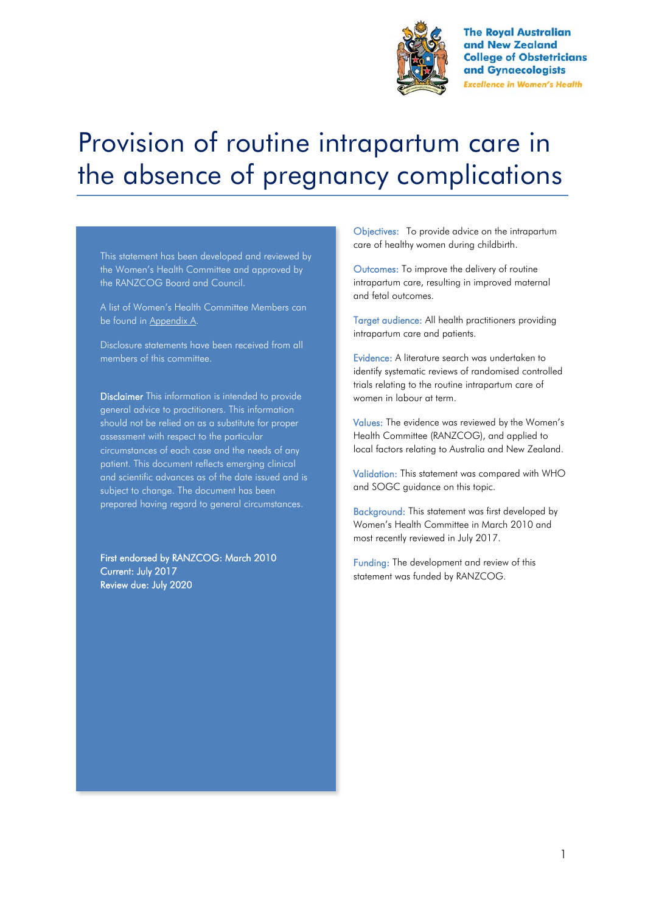The Royal Australian and New Zealand College of Obstetricians and Gynaecologists

*Excellence in Women's Health*

# Provision of routine intrapartum care in the absence of pregnancy complications

This statement has been developed and reviewed by the Women's Health Committee and approved by the RANZCOG Board and Council.

A list of Women's Health Committee Members can be found in Appendix A.

Disclosure statements have been received from all members of this committee.

**Disclaimer** This information is intended to provide general advice to practitioners. This information should not be relied on as a substitute for proper assessment with respect to the particular circumstances of each case and the needs of any patient. This document reflects emerging clinical and scientific advances as of the date issued and is subject to change. The document has been prepared having regard to general circumstances.

First endorsed by RANZCOG: March 2010
Current: July 2017
Review due: July 2020

Objectives: To provide advice on the intrapartum care of healthy women during childbirth.

Outcomes: To improve the delivery of routine intrapartum care, resulting in improved maternal and fetal outcomes.

Target audience: All health practitioners providing intrapartum care and patients.

Evidence: A literature search was undertaken to identify systematic reviews of randomised controlled trials relating to the routine intrapartum care of women in labour at term.

Values: The evidence was reviewed by the Women's Health Committee (RANZCOG), and applied to local factors relating to Australia and New Zealand.

Validation: This statement was compared with WHO and SOGC guidance on this topic.

Background: This statement was first developed by Women's Health Committee in March 2010 and most recently reviewed in July 2017.

Funding: The development and review of this statement was funded by RANZCOG.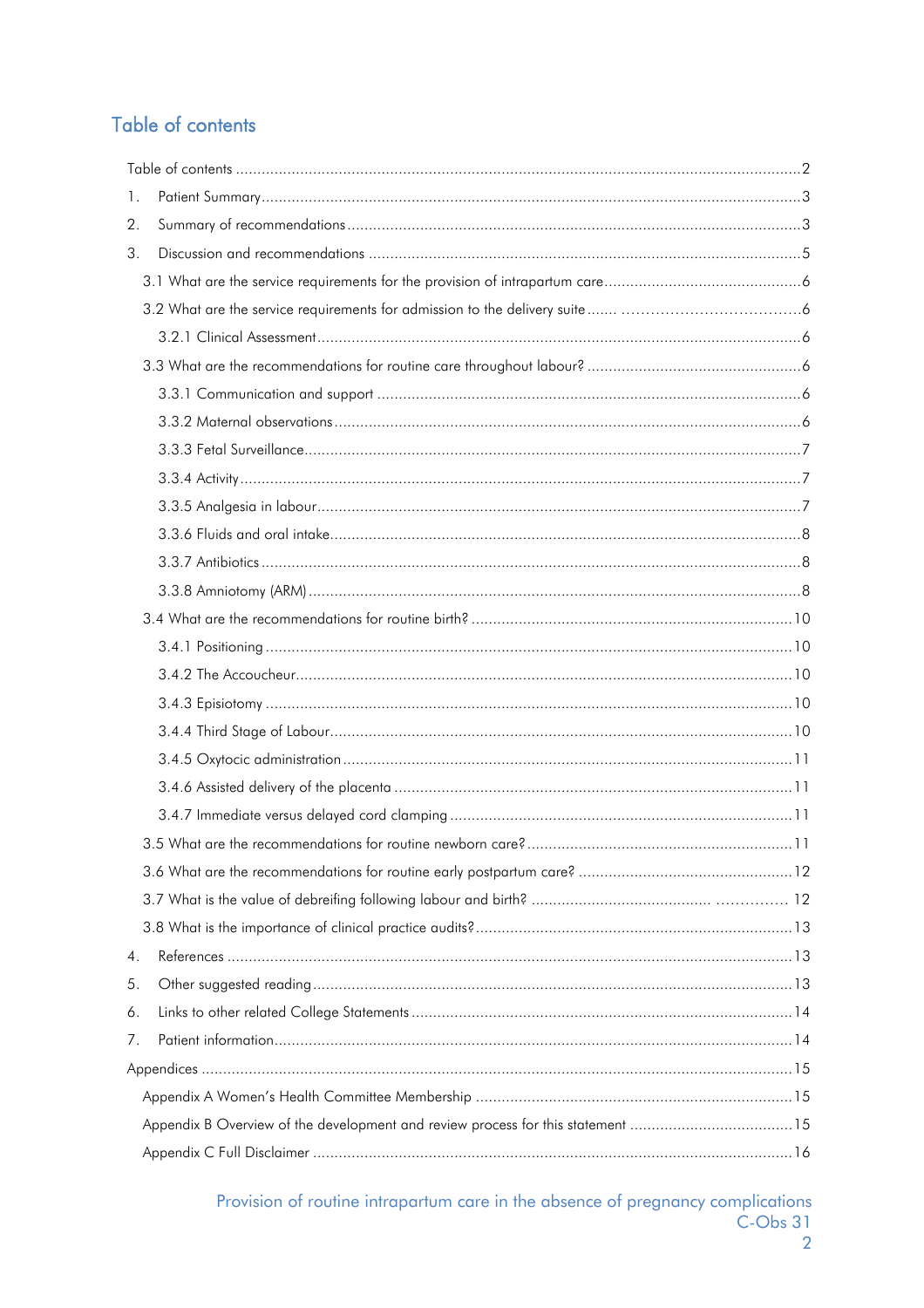## Table of contents

Table of contents ........................................................ 2
1. Patient Summary ........................................................ 3
2. Summary of recommendations ........................................................ 3
3. Discussion and recommendations ........................................................ 5
   - 3.1 What are the service requirements for the provision of intrapartum care ........................................................ 6
   - 3.2 What are the service requirements for admission to the delivery suite ........................................................ 6
     - 3.2.1 Clinical Assessment ........................................................ 6
   - 3.3 What are the recommendations for routine care throughout labour? ........................................................ 6
     - 3.3.1 Communication and support ........................................................ 6
     - 3.3.2 Maternal observations ........................................................ 6
     - 3.3.3 Fetal Surveillance ........................................................ 7
     - 3.3.4 Activity ........................................................ 7
     - 3.3.5 Analgesia in labour ........................................................ 7
     - 3.3.6 Fluids and oral intake ........................................................ 8
     - 3.3.7 Antibiotics ........................................................ 8
     - 3.3.8 Amniotomy (ARM) ........................................................ 8
   - 3.4 What are the recommendations for routine birth? ........................................................ 10
     - 3.4.1 Positioning ........................................................ 10
     - 3.4.2 The Accoucheur ........................................................ 10
     - 3.4.3 Episiotomy ........................................................ 10
     - 3.4.4 Third Stage of Labour ........................................................ 10
     - 3.4.5 Oxytocic administration ........................................................ 11
     - 3.4.6 Assisted delivery of the placenta ........................................................ 11
     - 3.4.7 Immediate versus delayed cord clamping ........................................................ 11
   - 3.5 What are the recommendations for routine newborn care? ........................................................ 11
   - 3.6 What are the recommendations for routine early postpartum care? ........................................................ 12
   - 3.7 What is the value of debreifing following labour and birth? ........................................................ 12
   - 3.8 What is the importance of clinical practice audits? ........................................................ 13
4. References ........................................................ 13
5. Other suggested reading ........................................................ 13
6. Links to other related College Statements ........................................................ 14
7. Patient information ........................................................ 14

Appendices ........................................................ 15
   - Appendix A Women's Health Committee Membership ........................................................ 15
   - Appendix B Overview of the development and review process for this statement ........................................................ 15
   - Appendix C Full Disclaimer ........................................................ 16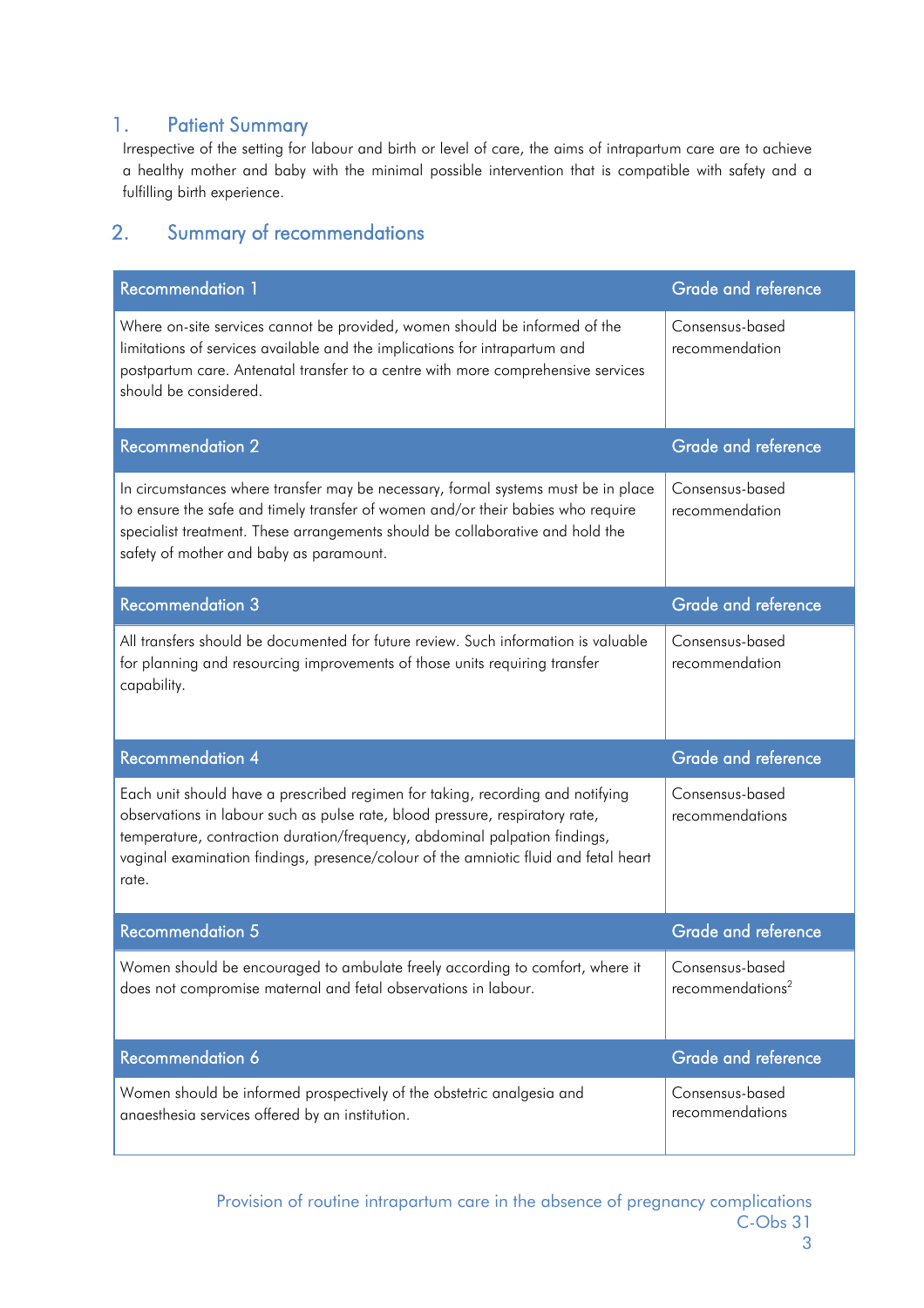## 1. Patient Summary

Irrespective of the setting for labour and birth or level of care, the aims of intrapartum care are to achieve a healthy mother and baby with the minimal possible intervention that is compatible with safety and a fulfilling birth experience.

## 2. Summary of recommendations

| Recommendation 1 | Grade and reference |
|---|---|
| Where on-site services cannot be provided, women should be informed of the limitations of services available and the implications for intrapartum and postpartum care. Antenatal transfer to a centre with more comprehensive services should be considered. | Consensus-based recommendation |

| Recommendation 2 | Grade and reference |
|---|---|
| In circumstances where transfer may be necessary, formal systems must be in place to ensure the safe and timely transfer of women and/or their babies who require specialist treatment. These arrangements should be collaborative and hold the safety of mother and baby as paramount. | Consensus-based recommendation |

| Recommendation 3 | Grade and reference |
|---|---|
| All transfers should be documented for future review. Such information is valuable for planning and resourcing improvements of those units requiring transfer capability. | Consensus-based recommendation |

| Recommendation 4 | Grade and reference |
|---|---|
| Each unit should have a prescribed regimen for taking, recording and notifying observations in labour such as pulse rate, blood pressure, respiratory rate, temperature, contraction duration/frequency, abdominal palpation findings, vaginal examination findings, presence/colour of the amniotic fluid and fetal heart rate. | Consensus-based recommendations |

| Recommendation 5 | Grade and reference |
|---|---|
| Women should be encouraged to ambulate freely according to comfort, where it does not compromise maternal and fetal observations in labour. | Consensus-based recommendations[2] |

| Recommendation 6 | Grade and reference |
|---|---|
| Women should be informed prospectively of the obstetric analgesia and anaesthesia services offered by an institution. | Consensus-based recommendations |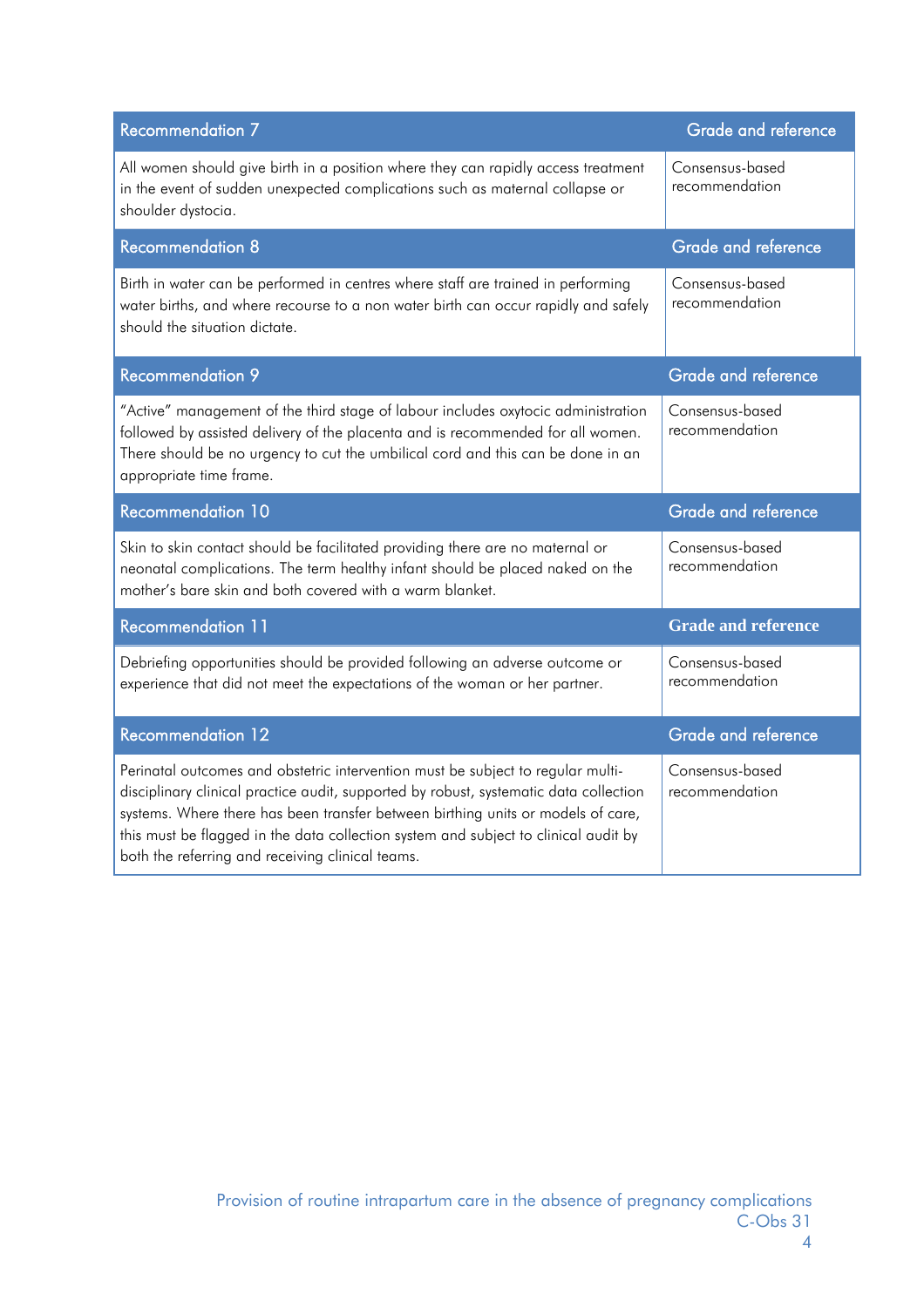| Recommendation 7 | Grade and reference |
|---|---|
| All women should give birth in a position where they can rapidly access treatment in the event of sudden unexpected complications such as maternal collapse or shoulder dystocia. | Consensus-based recommendation |

| Recommendation 8 | Grade and reference |
|---|---|
| Birth in water can be performed in centres where staff are trained in performing water births, and where recourse to a non water birth can occur rapidly and safely should the situation dictate. | Consensus-based recommendation |

| Recommendation 9 | Grade and reference |
|---|---|
| "Active" management of the third stage of labour includes oxytocic administration followed by assisted delivery of the placenta and is recommended for all women. There should be no urgency to cut the umbilical cord and this can be done in an appropriate time frame. | Consensus-based recommendation |

| Recommendation 10 | Grade and reference |
|---|---|
| Skin to skin contact should be facilitated providing there are no maternal or neonatal complications. The term healthy infant should be placed naked on the mother's bare skin and both covered with a warm blanket. | Consensus-based recommendation |

| Recommendation 11 | Grade and reference |
|---|---|
| Debriefing opportunities should be provided following an adverse outcome or experience that did not meet the expectations of the woman or her partner. | Consensus-based recommendation |

| Recommendation 12 | Grade and reference |
|---|---|
| Perinatal outcomes and obstetric intervention must be subject to regular multi-disciplinary clinical practice audit, supported by robust, systematic data collection systems. Where there has been transfer between birthing units or models of care, this must be flagged in the data collection system and subject to clinical audit by both the referring and receiving clinical teams. | Consensus-based recommendation |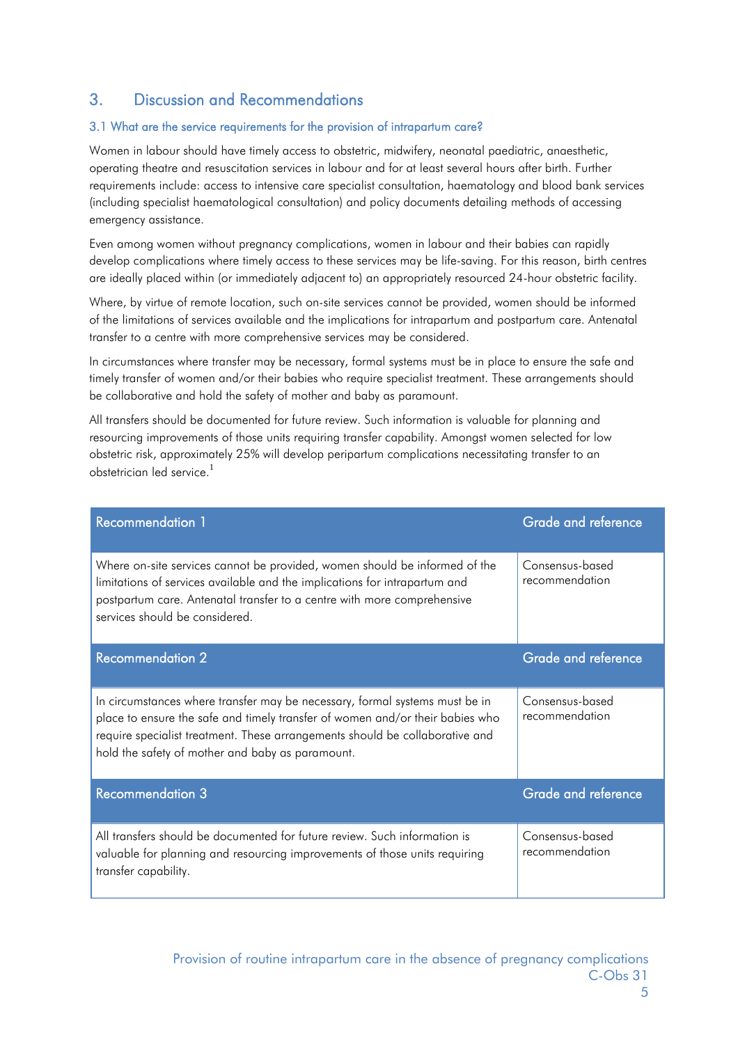## 3. Discussion and Recommendations

### 3.1 What are the service requirements for the provision of intrapartum care?

Women in labour should have timely access to obstetric, midwifery, neonatal paediatric, anaesthetic, operating theatre and resuscitation services in labour and for at least several hours after birth. Further requirements include: access to intensive care specialist consultation, haematology and blood bank services (including specialist haematological consultation) and policy documents detailing methods of accessing emergency assistance.

Even among women without pregnancy complications, women in labour and their babies can rapidly develop complications where timely access to these services may be life-saving. For this reason, birth centres are ideally placed within (or immediately adjacent to) an appropriately resourced 24-hour obstetric facility.

Where, by virtue of remote location, such on-site services cannot be provided, women should be informed of the limitations of services available and the implications for intrapartum and postpartum care. Antenatal transfer to a centre with more comprehensive services may be considered.

In circumstances where transfer may be necessary, formal systems must be in place to ensure the safe and timely transfer of women and/or their babies who require specialist treatment. These arrangements should be collaborative and hold the safety of mother and baby as paramount.

All transfers should be documented for future review. Such information is valuable for planning and resourcing improvements of those units requiring transfer capability. Amongst women selected for low obstetric risk, approximately 25% will develop peripartum complications necessitating transfer to an obstetrician led service.[1]

| Recommendation 1 | Grade and reference |
| --- | --- |
| Where on-site services cannot be provided, women should be informed of the limitations of services available and the implications for intrapartum and postpartum care. Antenatal transfer to a centre with more comprehensive services should be considered. | Consensus-based recommendation |

| Recommendation 2 | Grade and reference |
| --- | --- |
| In circumstances where transfer may be necessary, formal systems must be in place to ensure the safe and timely transfer of women and/or their babies who require specialist treatment. These arrangements should be collaborative and hold the safety of mother and baby as paramount. | Consensus-based recommendation |

| Recommendation 3 | Grade and reference |
| --- | --- |
| All transfers should be documented for future review. Such information is valuable for planning and resourcing improvements of those units requiring transfer capability. | Consensus-based recommendation |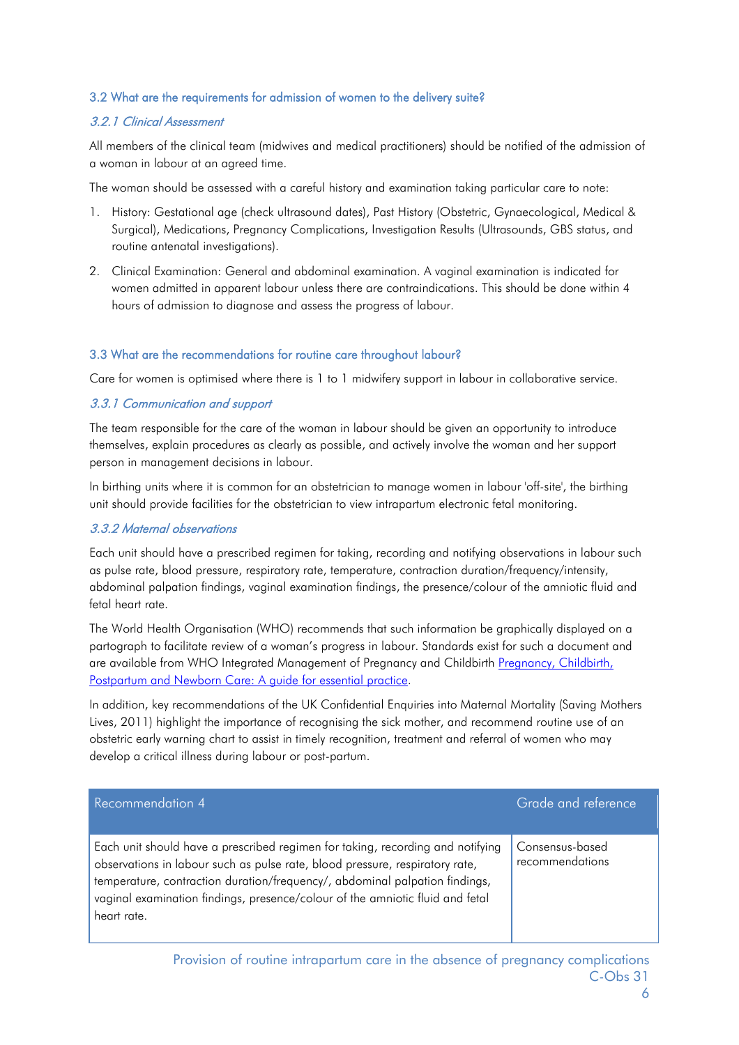### 3.2 What are the requirements for admission of women to the delivery suite?

#### *3.2.1 Clinical Assessment*

All members of the clinical team (midwives and medical practitioners) should be notified of the admission of a woman in labour at an agreed time.

The woman should be assessed with a careful history and examination taking particular care to note:

1. History: Gestational age (check ultrasound dates), Past History (Obstetric, Gynaecological, Medical & Surgical), Medications, Pregnancy Complications, Investigation Results (Ultrasounds, GBS status, and routine antenatal investigations).
2. Clinical Examination: General and abdominal examination. A vaginal examination is indicated for women admitted in apparent labour unless there are contraindications. This should be done within 4 hours of admission to diagnose and assess the progress of labour.

### 3.3 What are the recommendations for routine care throughout labour?

Care for women is optimised where there is 1 to 1 midwifery support in labour in collaborative service.

#### *3.3.1 Communication and support*

The team responsible for the care of the woman in labour should be given an opportunity to introduce themselves, explain procedures as clearly as possible, and actively involve the woman and her support person in management decisions in labour.

In birthing units where it is common for an obstetrician to manage women in labour 'off-site', the birthing unit should provide facilities for the obstetrician to view intrapartum electronic fetal monitoring.

#### *3.3.2 Maternal observations*

Each unit should have a prescribed regimen for taking, recording and notifying observations in labour such as pulse rate, blood pressure, respiratory rate, temperature, contraction duration/frequency/intensity, abdominal palpation findings, vaginal examination findings, the presence/colour of the amniotic fluid and fetal heart rate.

The World Health Organisation (WHO) recommends that such information be graphically displayed on a partograph to facilitate review of a woman's progress in labour. Standards exist for such a document and are available from WHO Integrated Management of Pregnancy and Childbirth [Pregnancy, Childbirth, Postpartum and Newborn Care: A guide for essential practice].

In addition, key recommendations of the UK Confidential Enquiries into Maternal Mortality (Saving Mothers Lives, 2011) highlight the importance of recognising the sick mother, and recommend routine use of an obstetric early warning chart to assist in timely recognition, treatment and referral of women who may develop a critical illness during labour or post-partum.

| Recommendation 4 | Grade and reference |
|---|---|
| Each unit should have a prescribed regimen for taking, recording and notifying observations in labour such as pulse rate, blood pressure, respiratory rate, temperature, contraction duration/frequency/, abdominal palpation findings, vaginal examination findings, presence/colour of the amniotic fluid and fetal heart rate. | Consensus-based recommendations |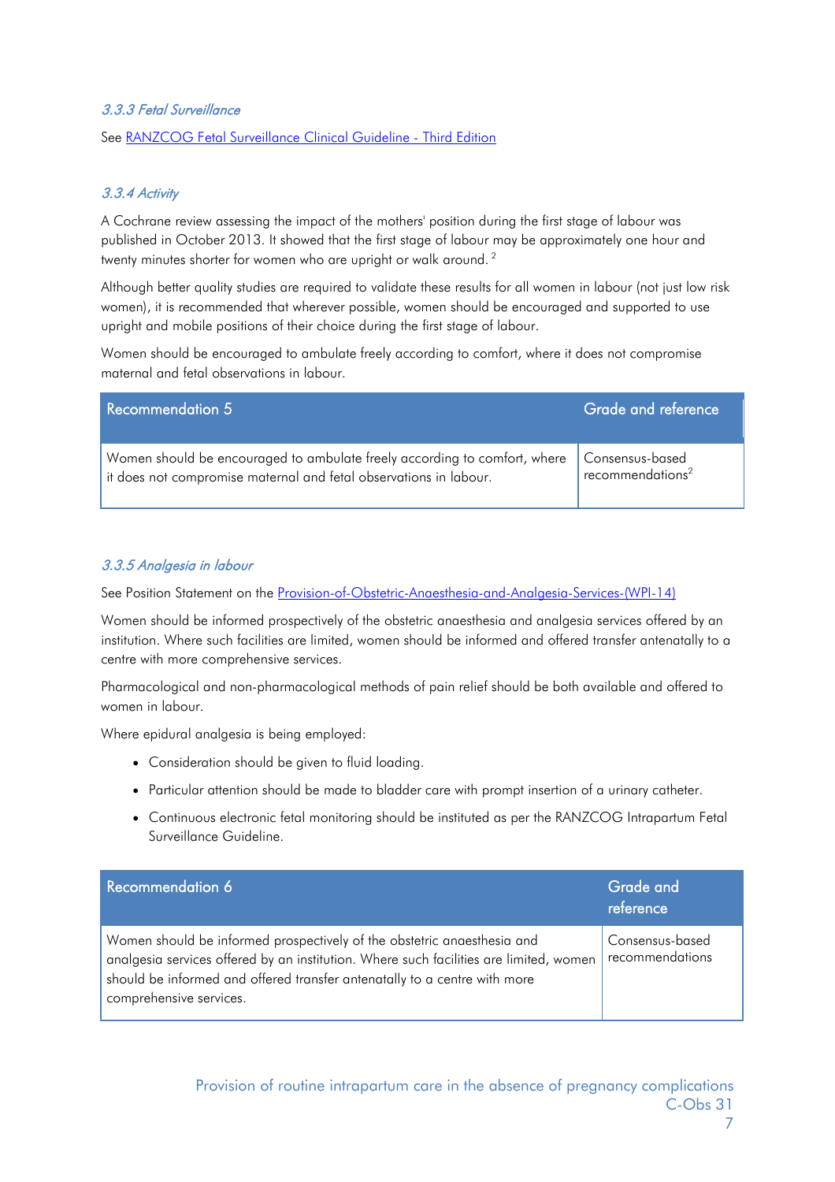### 3.3.3 Fetal Surveillance

See [RANZCOG Fetal Surveillance Clinical Guideline - Third Edition]

### 3.3.4 Activity

A Cochrane review assessing the impact of the mothers' position during the first stage of labour was published in October 2013. It showed that the first stage of labour may be approximately one hour and twenty minutes shorter for women who are upright or walk around. [2]

Although better quality studies are required to validate these results for all women in labour (not just low risk women), it is recommended that wherever possible, women should be encouraged and supported to use upright and mobile positions of their choice during the first stage of labour.

Women should be encouraged to ambulate freely according to comfort, where it does not compromise maternal and fetal observations in labour.

| Recommendation 5 | Grade and reference |
| --- | --- |
| Women should be encouraged to ambulate freely according to comfort, where it does not compromise maternal and fetal observations in labour. | Consensus-based recommendations[2] |

### 3.3.5 Analgesia in labour

See Position Statement on the [Provision-of-Obstetric-Anaesthesia-and-Analgesia-Services-(WPI-14)]

Women should be informed prospectively of the obstetric anaesthesia and analgesia services offered by an institution. Where such facilities are limited, women should be informed and offered transfer antenatally to a centre with more comprehensive services.

Pharmacological and non-pharmacological methods of pain relief should be both available and offered to women in labour.

Where epidural analgesia is being employed:

- Consideration should be given to fluid loading.
- Particular attention should be made to bladder care with prompt insertion of a urinary catheter.
- Continuous electronic fetal monitoring should be instituted as per the RANZCOG Intrapartum Fetal Surveillance Guideline.

| Recommendation 6 | Grade and reference |
| --- | --- |
| Women should be informed prospectively of the obstetric anaesthesia and analgesia services offered by an institution. Where such facilities are limited, women should be informed and offered transfer antenatally to a centre with more comprehensive services. | Consensus-based recommendations |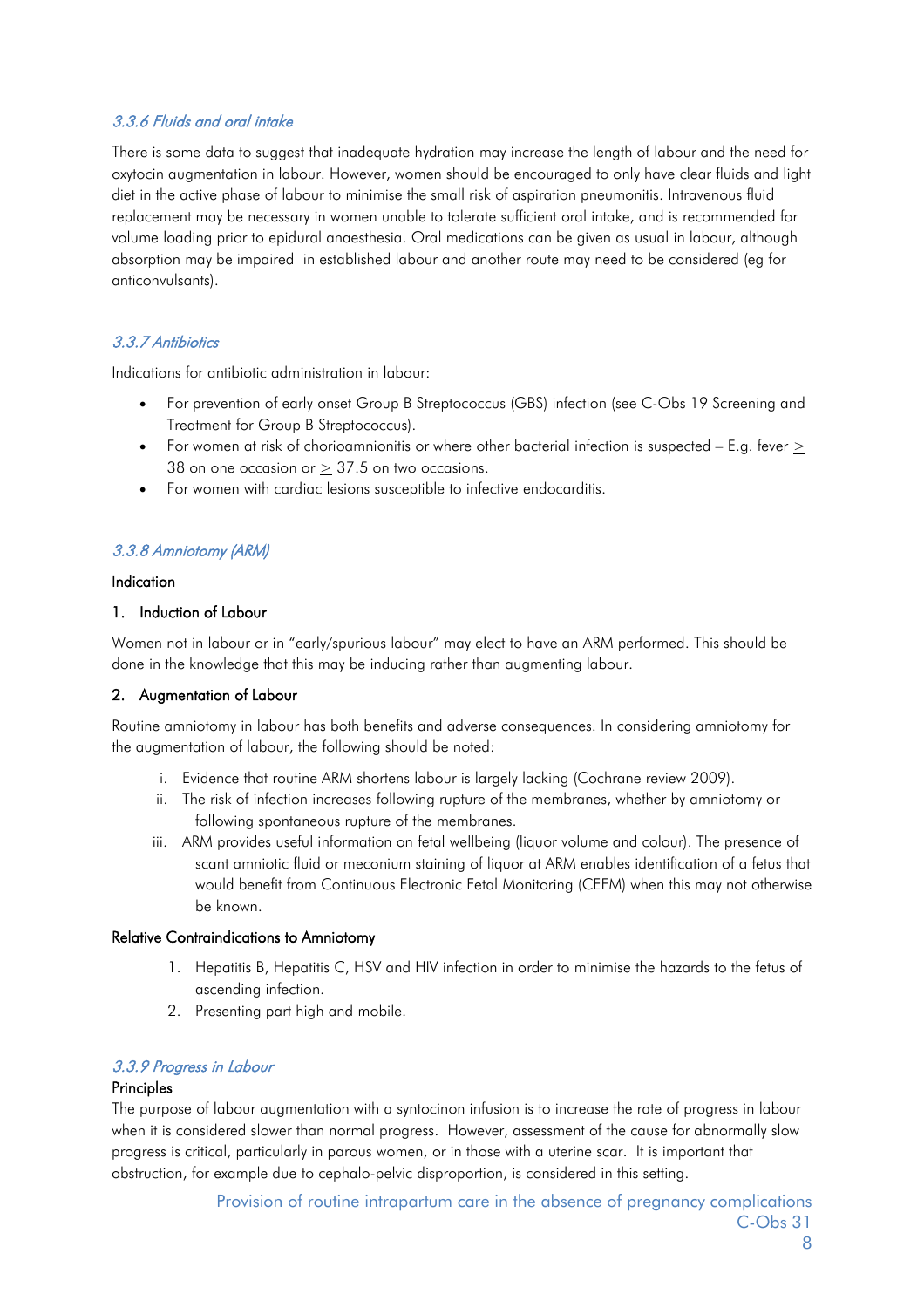### *3.3.6 Fluids and oral intake*

There is some data to suggest that inadequate hydration may increase the length of labour and the need for oxytocin augmentation in labour. However, women should be encouraged to only have clear fluids and light diet in the active phase of labour to minimise the small risk of aspiration pneumonitis. Intravenous fluid replacement may be necessary in women unable to tolerate sufficient oral intake, and is recommended for volume loading prior to epidural anaesthesia. Oral medications can be given as usual in labour, although absorption may be impaired in established labour and another route may need to be considered (eg for anticonvulsants).

### *3.3.7 Antibiotics*

Indications for antibiotic administration in labour:

- For prevention of early onset Group B Streptococcus (GBS) infection (see C-Obs 19 Screening and Treatment for Group B Streptococcus).
- For women at risk of chorioamnionitis or where other bacterial infection is suspected – E.g. fever $\geq$ 38 on one occasion or $\geq$ 37.5 on two occasions.
- For women with cardiac lesions susceptible to infective endocarditis.

### *3.3.8 Amniotomy (ARM)*

**Indication**

**1. Induction of Labour**

Women not in labour or in "early/spurious labour" may elect to have an ARM performed. This should be done in the knowledge that this may be inducing rather than augmenting labour.

**2. Augmentation of Labour**

Routine amniotomy in labour has both benefits and adverse consequences. In considering amniotomy for the augmentation of labour, the following should be noted:

i. Evidence that routine ARM shortens labour is largely lacking (Cochrane review 2009).
ii. The risk of infection increases following rupture of the membranes, whether by amniotomy or following spontaneous rupture of the membranes.
iii. ARM provides useful information on fetal wellbeing (liquor volume and colour). The presence of scant amniotic fluid or meconium staining of liquor at ARM enables identification of a fetus that would benefit from Continuous Electronic Fetal Monitoring (CEFM) when this may not otherwise be known.

**Relative Contraindications to Amniotomy**

1. Hepatitis B, Hepatitis C, HSV and HIV infection in order to minimise the hazards to the fetus of ascending infection.
2. Presenting part high and mobile.

### *3.3.9 Progress in Labour*

**Principles**

The purpose of labour augmentation with a syntocinon infusion is to increase the rate of progress in labour when it is considered slower than normal progress. However, assessment of the cause for abnormally slow progress is critical, particularly in parous women, or in those with a uterine scar. It is important that obstruction, for example due to cephalo-pelvic disproportion, is considered in this setting.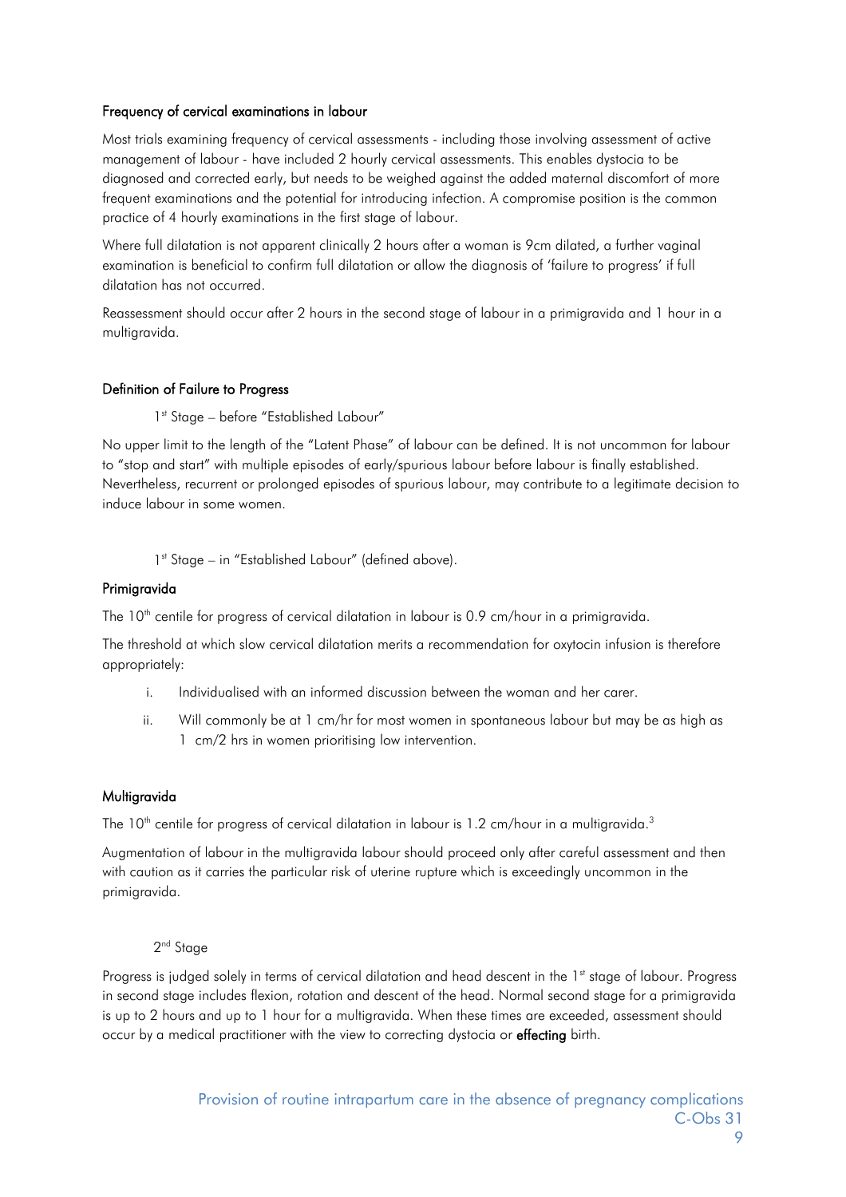### Frequency of cervical examinations in labour

Most trials examining frequency of cervical assessments - including those involving assessment of active management of labour - have included 2 hourly cervical assessments. This enables dystocia to be diagnosed and corrected early, but needs to be weighed against the added maternal discomfort of more frequent examinations and the potential for introducing infection. A compromise position is the common practice of 4 hourly examinations in the first stage of labour.

Where full dilatation is not apparent clinically 2 hours after a woman is 9cm dilated, a further vaginal examination is beneficial to confirm full dilatation or allow the diagnosis of 'failure to progress' if full dilatation has not occurred.

Reassessment should occur after 2 hours in the second stage of labour in a primigravida and 1 hour in a multigravida.

### Definition of Failure to Progress

1st Stage – before "Established Labour"

No upper limit to the length of the "Latent Phase" of labour can be defined. It is not uncommon for labour to "stop and start" with multiple episodes of early/spurious labour before labour is finally established. Nevertheless, recurrent or prolonged episodes of spurious labour, may contribute to a legitimate decision to induce labour in some women.

1st Stage – in "Established Labour" (defined above).

#### Primigravida

The 10th centile for progress of cervical dilatation in labour is 0.9 cm/hour in a primigravida.

The threshold at which slow cervical dilatation merits a recommendation for oxytocin infusion is therefore appropriately:

i. Individualised with an informed discussion between the woman and her carer.
ii. Will commonly be at 1 cm/hr for most women in spontaneous labour but may be as high as 1 cm/2 hrs in women prioritising low intervention.

#### Multigravida

The 10th centile for progress of cervical dilatation in labour is 1.2 cm/hour in a multigravida.[3]

Augmentation of labour in the multigravida labour should proceed only after careful assessment and then with caution as it carries the particular risk of uterine rupture which is exceedingly uncommon in the primigravida.

2nd Stage

Progress is judged solely in terms of cervical dilatation and head descent in the 1st stage of labour. Progress in second stage includes flexion, rotation and descent of the head. Normal second stage for a primigravida is up to 2 hours and up to 1 hour for a multigravida. When these times are exceeded, assessment should occur by a medical practitioner with the view to correcting dystocia or **effecting** birth.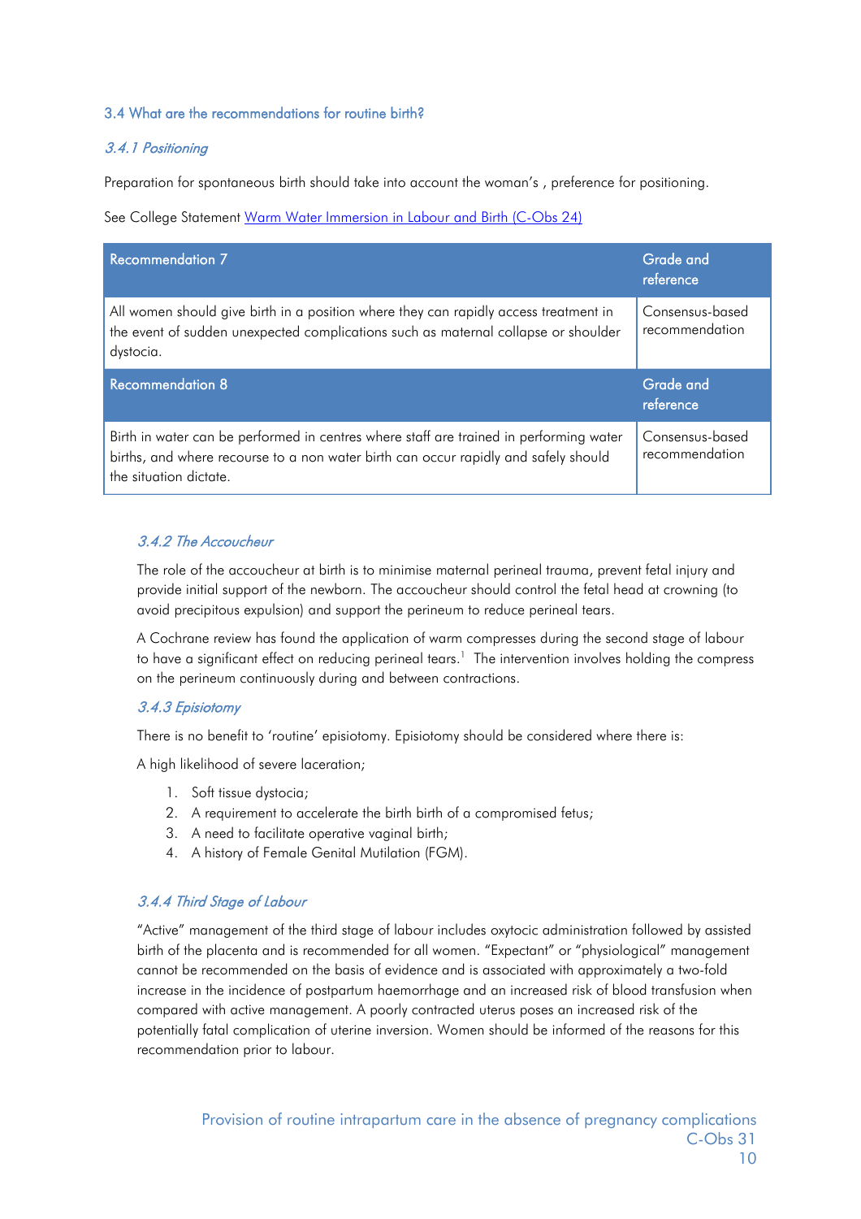### 3.4 What are the recommendations for routine birth?

#### *3.4.1 Positioning*

Preparation for spontaneous birth should take into account the woman's , preference for positioning.

See College Statement [Warm Water Immersion in Labour and Birth (C-Obs 24)]

| Recommendation 7 | Grade and reference |
| --- | --- |
| All women should give birth in a position where they can rapidly access treatment in the event of sudden unexpected complications such as maternal collapse or shoulder dystocia. | Consensus-based recommendation |
| **Recommendation 8** | **Grade and reference** |
| Birth in water can be performed in centres where staff are trained in performing water births, and where recourse to a non water birth can occur rapidly and safely should the situation dictate. | Consensus-based recommendation |

#### *3.4.2 The Accoucheur*

The role of the accoucheur at birth is to minimise maternal perineal trauma, prevent fetal injury and provide initial support of the newborn. The accoucheur should control the fetal head at crowning (to avoid precipitous expulsion) and support the perineum to reduce perineal tears.

A Cochrane review has found the application of warm compresses during the second stage of labour to have a significant effect on reducing perineal tears.[1] The intervention involves holding the compress on the perineum continuously during and between contractions.

#### *3.4.3 Episiotomy*

There is no benefit to 'routine' episiotomy. Episiotomy should be considered where there is:

A high likelihood of severe laceration;

1. Soft tissue dystocia;
2. A requirement to accelerate the birth birth of a compromised fetus;
3. A need to facilitate operative vaginal birth;
4. A history of Female Genital Mutilation (FGM).

#### *3.4.4 Third Stage of Labour*

"Active" management of the third stage of labour includes oxytocic administration followed by assisted birth of the placenta and is recommended for all women. "Expectant" or "physiological" management cannot be recommended on the basis of evidence and is associated with approximately a two-fold increase in the incidence of postpartum haemorrhage and an increased risk of blood transfusion when compared with active management. A poorly contracted uterus poses an increased risk of the potentially fatal complication of uterine inversion. Women should be informed of the reasons for this recommendation prior to labour.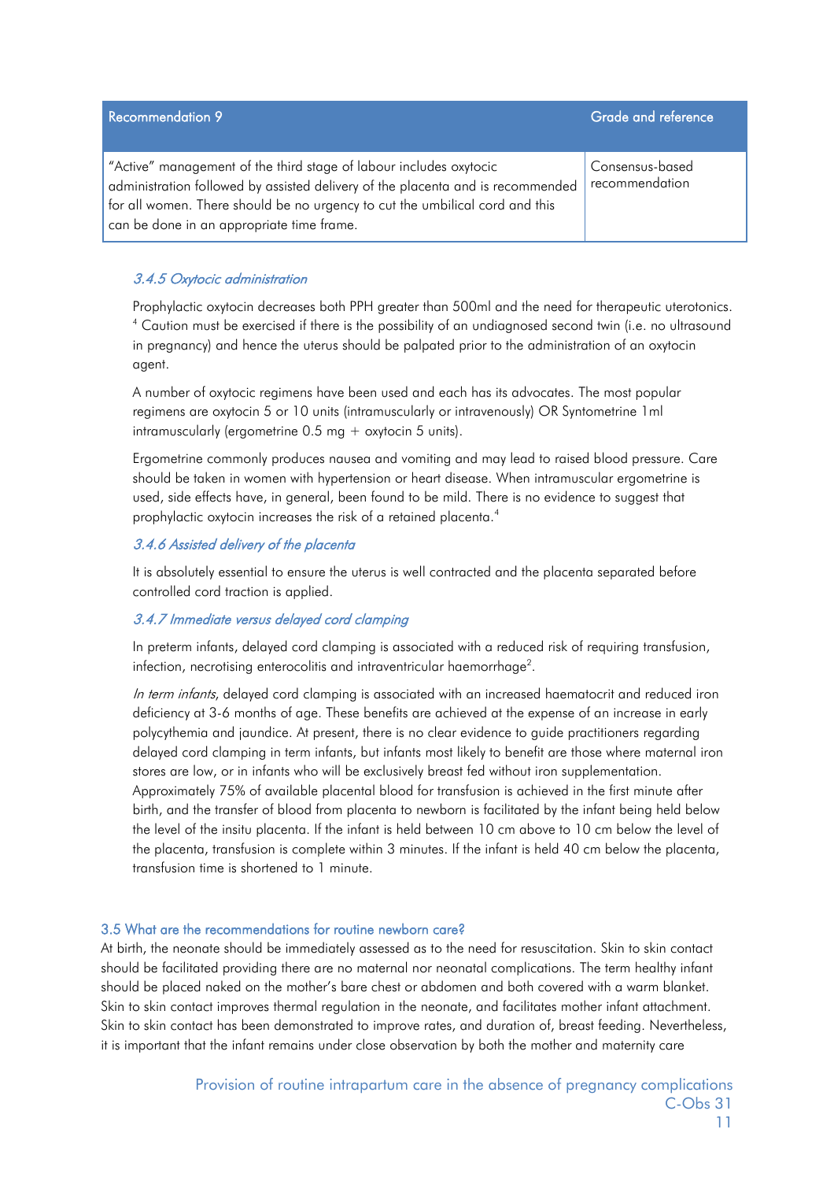| Recommendation 9 | Grade and reference |
|---|---|
| "Active" management of the third stage of labour includes oxytocic administration followed by assisted delivery of the placenta and is recommended for all women. There should be no urgency to cut the umbilical cord and this can be done in an appropriate time frame. | Consensus-based recommendation |

### *3.4.5 Oxytocic administration*

Prophylactic oxytocin decreases both PPH greater than 500ml and the need for therapeutic uterotonics.[4] Caution must be exercised if there is the possibility of an undiagnosed second twin (i.e. no ultrasound in pregnancy) and hence the uterus should be palpated prior to the administration of an oxytocin agent.

A number of oxytocic regimens have been used and each has its advocates. The most popular regimens are oxytocin 5 or 10 units (intramuscularly or intravenously) OR Syntometrine 1ml intramuscularly (ergometrine 0.5 mg + oxytocin 5 units).

Ergometrine commonly produces nausea and vomiting and may lead to raised blood pressure. Care should be taken in women with hypertension or heart disease. When intramuscular ergometrine is used, side effects have, in general, been found to be mild. There is no evidence to suggest that prophylactic oxytocin increases the risk of a retained placenta.[4]

### *3.4.6 Assisted delivery of the placenta*

It is absolutely essential to ensure the uterus is well contracted and the placenta separated before controlled cord traction is applied.

### *3.4.7 Immediate versus delayed cord clamping*

In preterm infants, delayed cord clamping is associated with a reduced risk of requiring transfusion, infection, necrotising enterocolitis and intraventricular haemorrhage[2].

*In term infants*, delayed cord clamping is associated with an increased haematocrit and reduced iron deficiency at 3-6 months of age. These benefits are achieved at the expense of an increase in early polycythemia and jaundice. At present, there is no clear evidence to guide practitioners regarding delayed cord clamping in term infants, but infants most likely to benefit are those where maternal iron stores are low, or in infants who will be exclusively breast fed without iron supplementation. Approximately 75% of available placental blood for transfusion is achieved in the first minute after birth, and the transfer of blood from placenta to newborn is facilitated by the infant being held below the level of the insitu placenta. If the infant is held between 10 cm above to 10 cm below the level of the placenta, transfusion is complete within 3 minutes. If the infant is held 40 cm below the placenta, transfusion time is shortened to 1 minute.

## 3.5 What are the recommendations for routine newborn care?

At birth, the neonate should be immediately assessed as to the need for resuscitation. Skin to skin contact should be facilitated providing there are no maternal nor neonatal complications. The term healthy infant should be placed naked on the mother's bare chest or abdomen and both covered with a warm blanket. Skin to skin contact improves thermal regulation in the neonate, and facilitates mother infant attachment. Skin to skin contact has been demonstrated to improve rates, and duration of, breast feeding. Nevertheless, it is important that the infant remains under close observation by both the mother and maternity care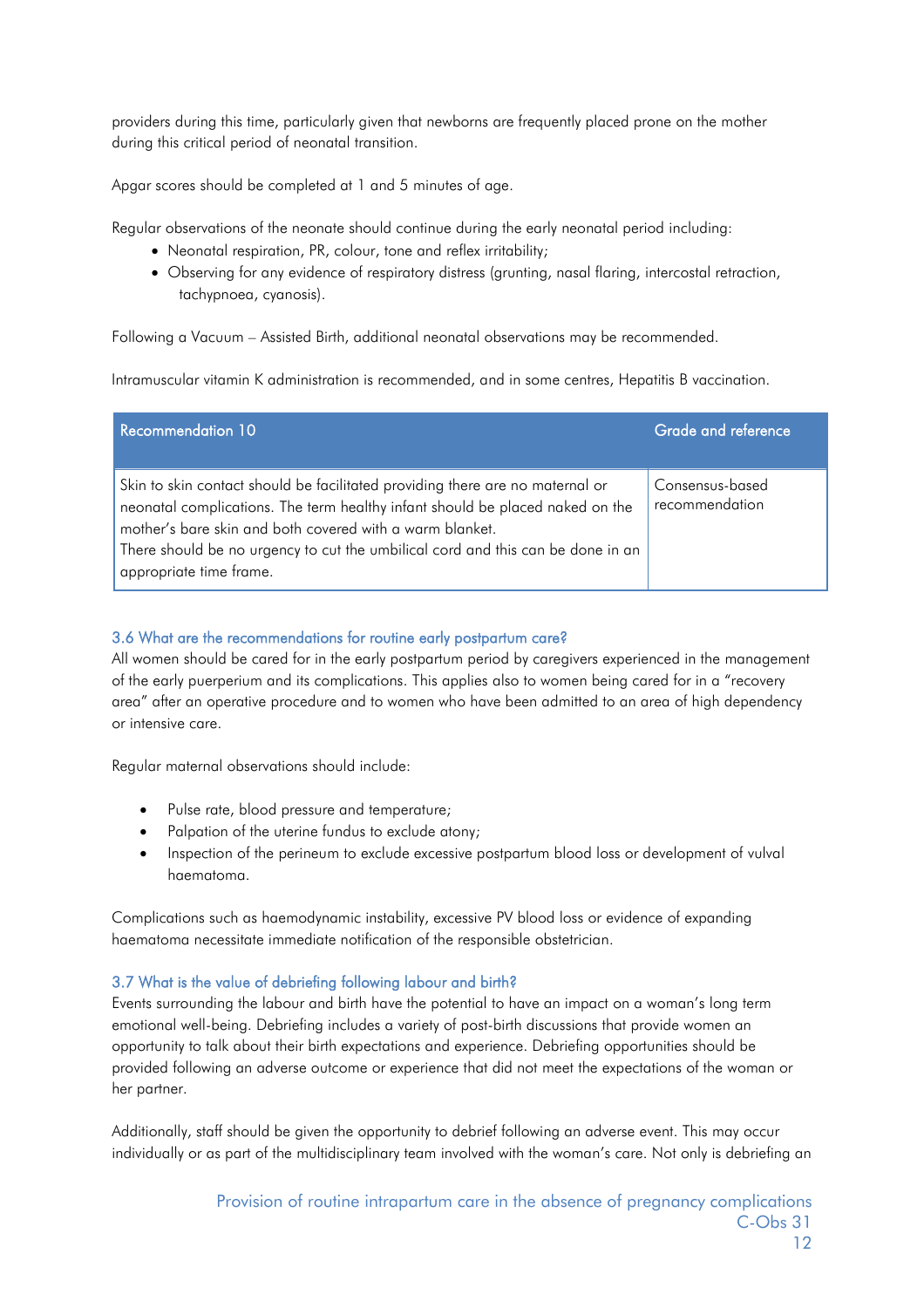providers during this time, particularly given that newborns are frequently placed prone on the mother during this critical period of neonatal transition.

Apgar scores should be completed at 1 and 5 minutes of age.

Regular observations of the neonate should continue during the early neonatal period including:

- Neonatal respiration, PR, colour, tone and reflex irritability;
- Observing for any evidence of respiratory distress (grunting, nasal flaring, intercostal retraction, tachypnoea, cyanosis).

Following a Vacuum – Assisted Birth, additional neonatal observations may be recommended.

Intramuscular vitamin K administration is recommended, and in some centres, Hepatitis B vaccination.

| Recommendation 10 | Grade and reference |
|---|---|
| Skin to skin contact should be facilitated providing there are no maternal or neonatal complications. The term healthy infant should be placed naked on the mother's bare skin and both covered with a warm blanket.<br>There should be no urgency to cut the umbilical cord and this can be done in an appropriate time frame. | Consensus-based recommendation |

### 3.6 What are the recommendations for routine early postpartum care?

All women should be cared for in the early postpartum period by caregivers experienced in the management of the early puerperium and its complications. This applies also to women being cared for in a "recovery area" after an operative procedure and to women who have been admitted to an area of high dependency or intensive care.

Regular maternal observations should include:

- Pulse rate, blood pressure and temperature;
- Palpation of the uterine fundus to exclude atony;
- Inspection of the perineum to exclude excessive postpartum blood loss or development of vulval haematoma.

Complications such as haemodynamic instability, excessive PV blood loss or evidence of expanding haematoma necessitate immediate notification of the responsible obstetrician.

### 3.7 What is the value of debriefing following labour and birth?

Events surrounding the labour and birth have the potential to have an impact on a woman's long term emotional well-being. Debriefing includes a variety of post-birth discussions that provide women an opportunity to talk about their birth expectations and experience. Debriefing opportunities should be provided following an adverse outcome or experience that did not meet the expectations of the woman or her partner.

Additionally, staff should be given the opportunity to debrief following an adverse event. This may occur individually or as part of the multidisciplinary team involved with the woman's care. Not only is debriefing an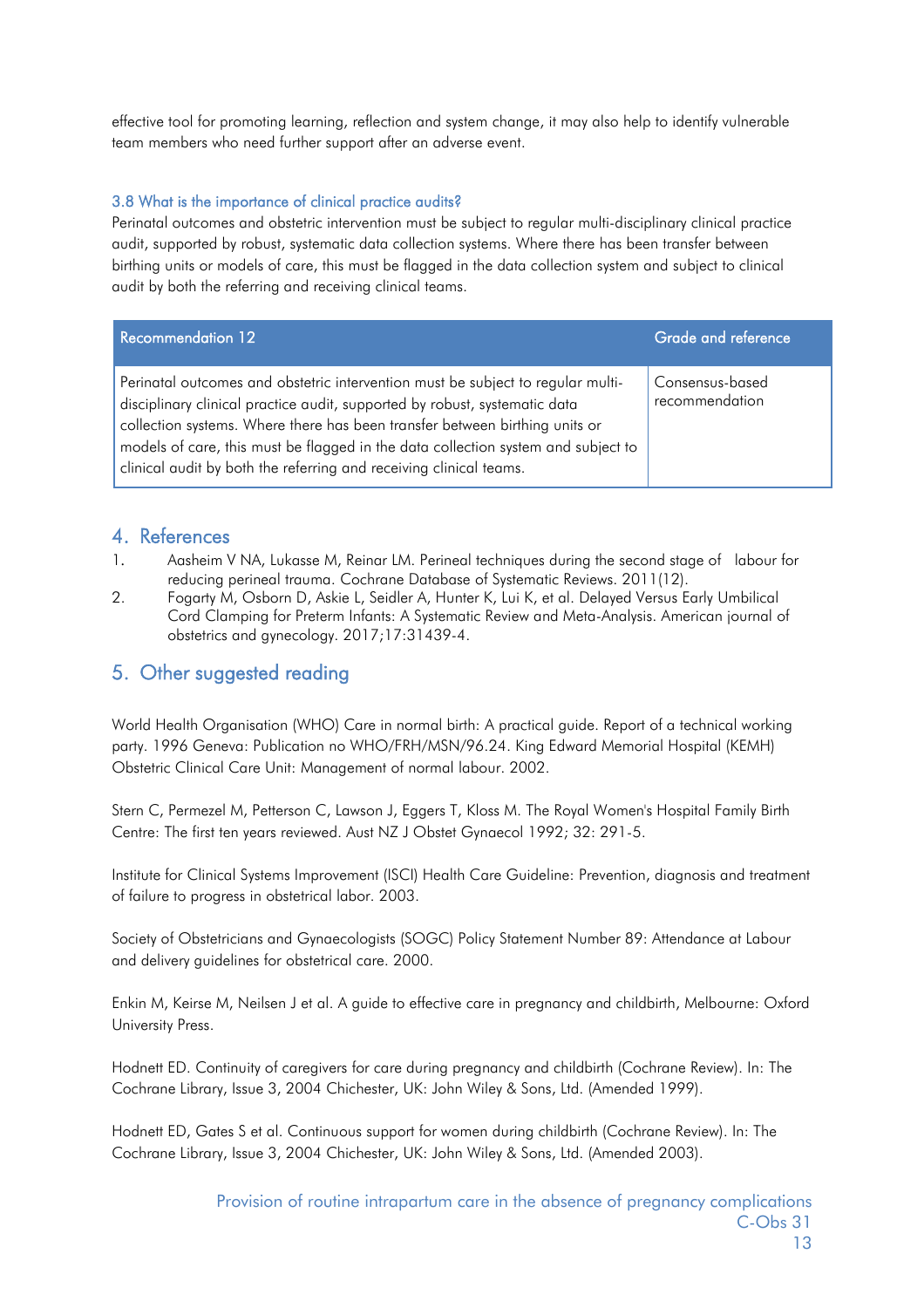effective tool for promoting learning, reflection and system change, it may also help to identify vulnerable team members who need further support after an adverse event.

### 3.8 What is the importance of clinical practice audits?

Perinatal outcomes and obstetric intervention must be subject to regular multi-disciplinary clinical practice audit, supported by robust, systematic data collection systems. Where there has been transfer between birthing units or models of care, this must be flagged in the data collection system and subject to clinical audit by both the referring and receiving clinical teams.

| Recommendation 12 | Grade and reference |
|---|---|
| Perinatal outcomes and obstetric intervention must be subject to regular multi-disciplinary clinical practice audit, supported by robust, systematic data collection systems. Where there has been transfer between birthing units or models of care, this must be flagged in the data collection system and subject to clinical audit by both the referring and receiving clinical teams. | Consensus-based recommendation |

## 4. References

1. Aasheim V NA, Lukasse M, Reinar LM. Perineal techniques during the second stage of labour for reducing perineal trauma. Cochrane Database of Systematic Reviews. 2011(12).
2. Fogarty M, Osborn D, Askie L, Seidler A, Hunter K, Lui K, et al. Delayed Versus Early Umbilical Cord Clamping for Preterm Infants: A Systematic Review and Meta-Analysis. American journal of obstetrics and gynecology. 2017;17:31439-4.

## 5. Other suggested reading

World Health Organisation (WHO) Care in normal birth: A practical guide. Report of a technical working party. 1996 Geneva: Publication no WHO/FRH/MSN/96.24. King Edward Memorial Hospital (KEMH) Obstetric Clinical Care Unit: Management of normal labour. 2002.

Stern C, Permezel M, Petterson C, Lawson J, Eggers T, Kloss M. The Royal Women's Hospital Family Birth Centre: The first ten years reviewed. Aust NZ J Obstet Gynaecol 1992; 32: 291-5.

Institute for Clinical Systems Improvement (ISCI) Health Care Guideline: Prevention, diagnosis and treatment of failure to progress in obstetrical labor. 2003.

Society of Obstetricians and Gynaecologists (SOGC) Policy Statement Number 89: Attendance at Labour and delivery guidelines for obstetrical care. 2000.

Enkin M, Keirse M, Neilsen J et al. A guide to effective care in pregnancy and childbirth, Melbourne: Oxford University Press.

Hodnett ED. Continuity of caregivers for care during pregnancy and childbirth (Cochrane Review). In: The Cochrane Library, Issue 3, 2004 Chichester, UK: John Wiley & Sons, Ltd. (Amended 1999).

Hodnett ED, Gates S et al. Continuous support for women during childbirth (Cochrane Review). In: The Cochrane Library, Issue 3, 2004 Chichester, UK: John Wiley & Sons, Ltd. (Amended 2003).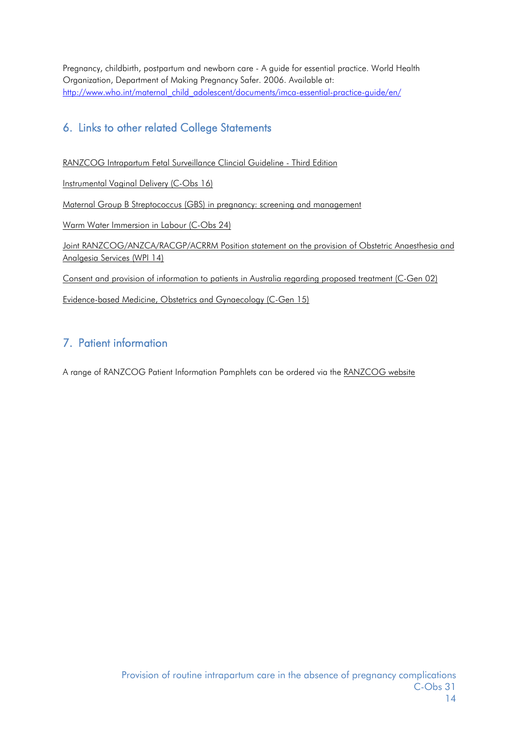Pregnancy, childbirth, postpartum and newborn care - A guide for essential practice. World Health Organization, Department of Making Pregnancy Safer. 2006. Available at: http://www.who.int/maternal_child_adolescent/documents/imca-essential-practice-guide/en/

## 6. Links to other related College Statements

RANZCOG Intrapartum Fetal Surveillance Clincial Guideline - Third Edition

Instrumental Vaginal Delivery (C-Obs 16)

Maternal Group B Streptococcus (GBS) in pregnancy: screening and management

Warm Water Immersion in Labour (C-Obs 24)

Joint RANZCOG/ANZCA/RACGP/ACRRM Position statement on the provision of Obstetric Anaesthesia and Analgesia Services (WPI 14)

Consent and provision of information to patients in Australia regarding proposed treatment (C-Gen 02)

Evidence-based Medicine, Obstetrics and Gynaecology (C-Gen 15)

## 7. Patient information

A range of RANZCOG Patient Information Pamphlets can be ordered via the RANZCOG website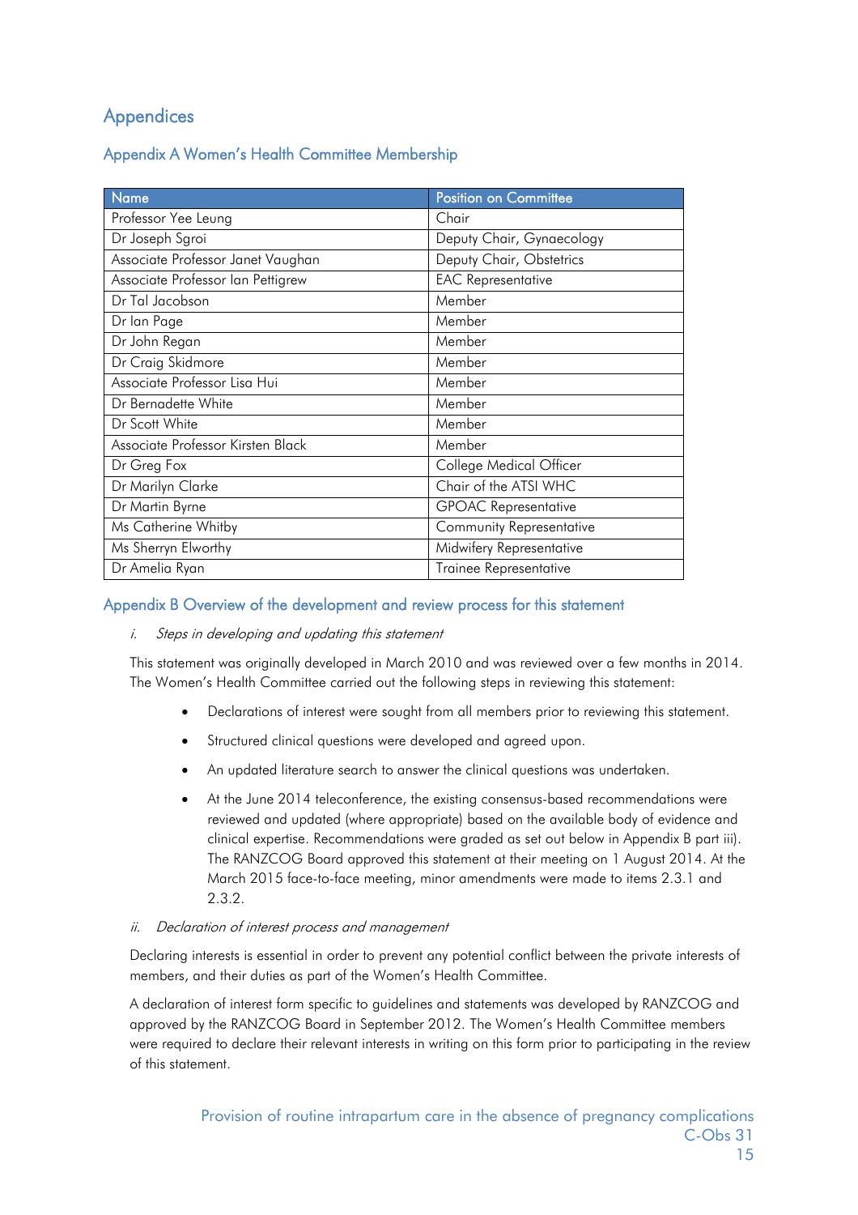# Appendices

## Appendix A Women's Health Committee Membership

| Name | Position on Committee |
| --- | --- |
| Professor Yee Leung | Chair |
| Dr Joseph Sgroi | Deputy Chair, Gynaecology |
| Associate Professor Janet Vaughan | Deputy Chair, Obstetrics |
| Associate Professor Ian Pettigrew | EAC Representative |
| Dr Tal Jacobson | Member |
| Dr Ian Page | Member |
| Dr John Regan | Member |
| Dr Craig Skidmore | Member |
| Associate Professor Lisa Hui | Member |
| Dr Bernadette White | Member |
| Dr Scott White | Member |
| Associate Professor Kirsten Black | Member |
| Dr Greg Fox | College Medical Officer |
| Dr Marilyn Clarke | Chair of the ATSI WHC |
| Dr Martin Byrne | GPOAC Representative |
| Ms Catherine Whitby | Community Representative |
| Ms Sherryn Elworthy | Midwifery Representative |
| Dr Amelia Ryan | Trainee Representative |

## Appendix B Overview of the development and review process for this statement

*i. Steps in developing and updating this statement*

This statement was originally developed in March 2010 and was reviewed over a few months in 2014. The Women's Health Committee carried out the following steps in reviewing this statement:

- Declarations of interest were sought from all members prior to reviewing this statement.
- Structured clinical questions were developed and agreed upon.
- An updated literature search to answer the clinical questions was undertaken.
- At the June 2014 teleconference, the existing consensus-based recommendations were reviewed and updated (where appropriate) based on the available body of evidence and clinical expertise. Recommendations were graded as set out below in Appendix B part iii). The RANZCOG Board approved this statement at their meeting on 1 August 2014. At the March 2015 face-to-face meeting, minor amendments were made to items 2.3.1 and 2.3.2.

*ii. Declaration of interest process and management*

Declaring interests is essential in order to prevent any potential conflict between the private interests of members, and their duties as part of the Women's Health Committee.

A declaration of interest form specific to guidelines and statements was developed by RANZCOG and approved by the RANZCOG Board in September 2012. The Women's Health Committee members were required to declare their relevant interests in writing on this form prior to participating in the review of this statement.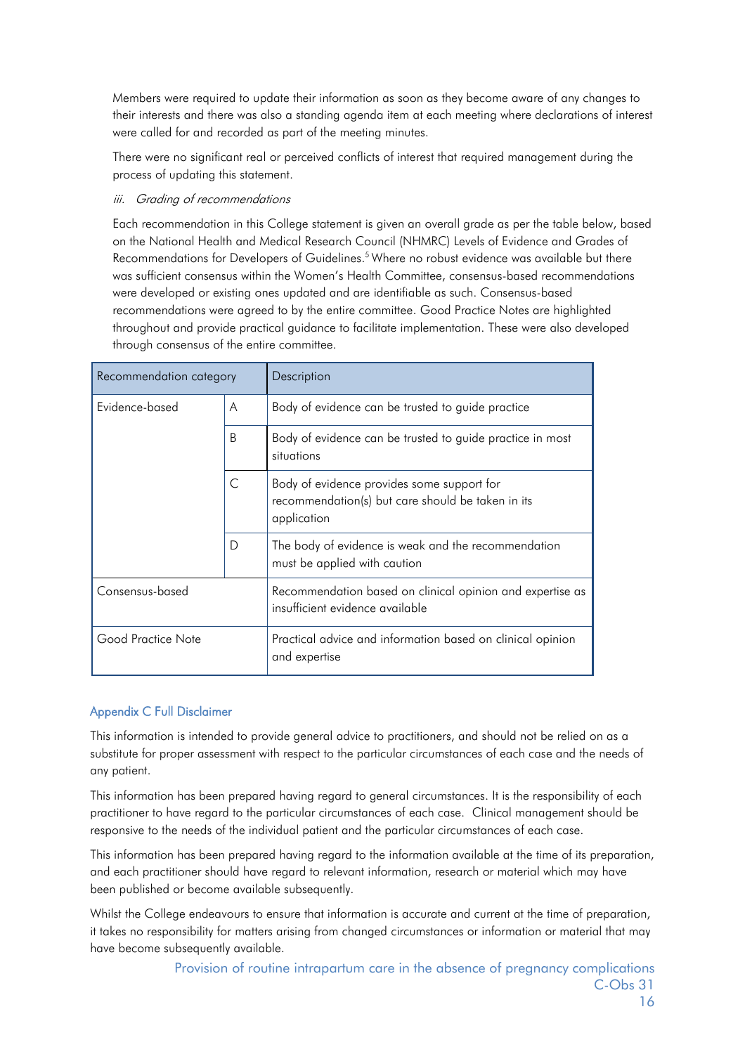Members were required to update their information as soon as they become aware of any changes to their interests and there was also a standing agenda item at each meeting where declarations of interest were called for and recorded as part of the meeting minutes.

There were no significant real or perceived conflicts of interest that required management during the process of updating this statement.

*iii. Grading of recommendations*

Each recommendation in this College statement is given an overall grade as per the table below, based on the National Health and Medical Research Council (NHMRC) Levels of Evidence and Grades of Recommendations for Developers of Guidelines.[5] Where no robust evidence was available but there was sufficient consensus within the Women's Health Committee, consensus-based recommendations were developed or existing ones updated and are identifiable as such. Consensus-based recommendations were agreed to by the entire committee. Good Practice Notes are highlighted throughout and provide practical guidance to facilitate implementation. These were also developed through consensus of the entire committee.

| Recommendation category | | Description |
|---|---|---|
| Evidence-based | A | Body of evidence can be trusted to guide practice |
| | B | Body of evidence can be trusted to guide practice in most situations |
| | C | Body of evidence provides some support for recommendation(s) but care should be taken in its application |
| | D | The body of evidence is weak and the recommendation must be applied with caution |
| Consensus-based | | Recommendation based on clinical opinion and expertise as insufficient evidence available |
| Good Practice Note | | Practical advice and information based on clinical opinion and expertise |

## Appendix C Full Disclaimer

This information is intended to provide general advice to practitioners, and should not be relied on as a substitute for proper assessment with respect to the particular circumstances of each case and the needs of any patient.

This information has been prepared having regard to general circumstances. It is the responsibility of each practitioner to have regard to the particular circumstances of each case. Clinical management should be responsive to the needs of the individual patient and the particular circumstances of each case.

This information has been prepared having regard to the information available at the time of its preparation, and each practitioner should have regard to relevant information, research or material which may have been published or become available subsequently.

Whilst the College endeavours to ensure that information is accurate and current at the time of preparation, it takes no responsibility for matters arising from changed circumstances or information or material that may have become subsequently available.